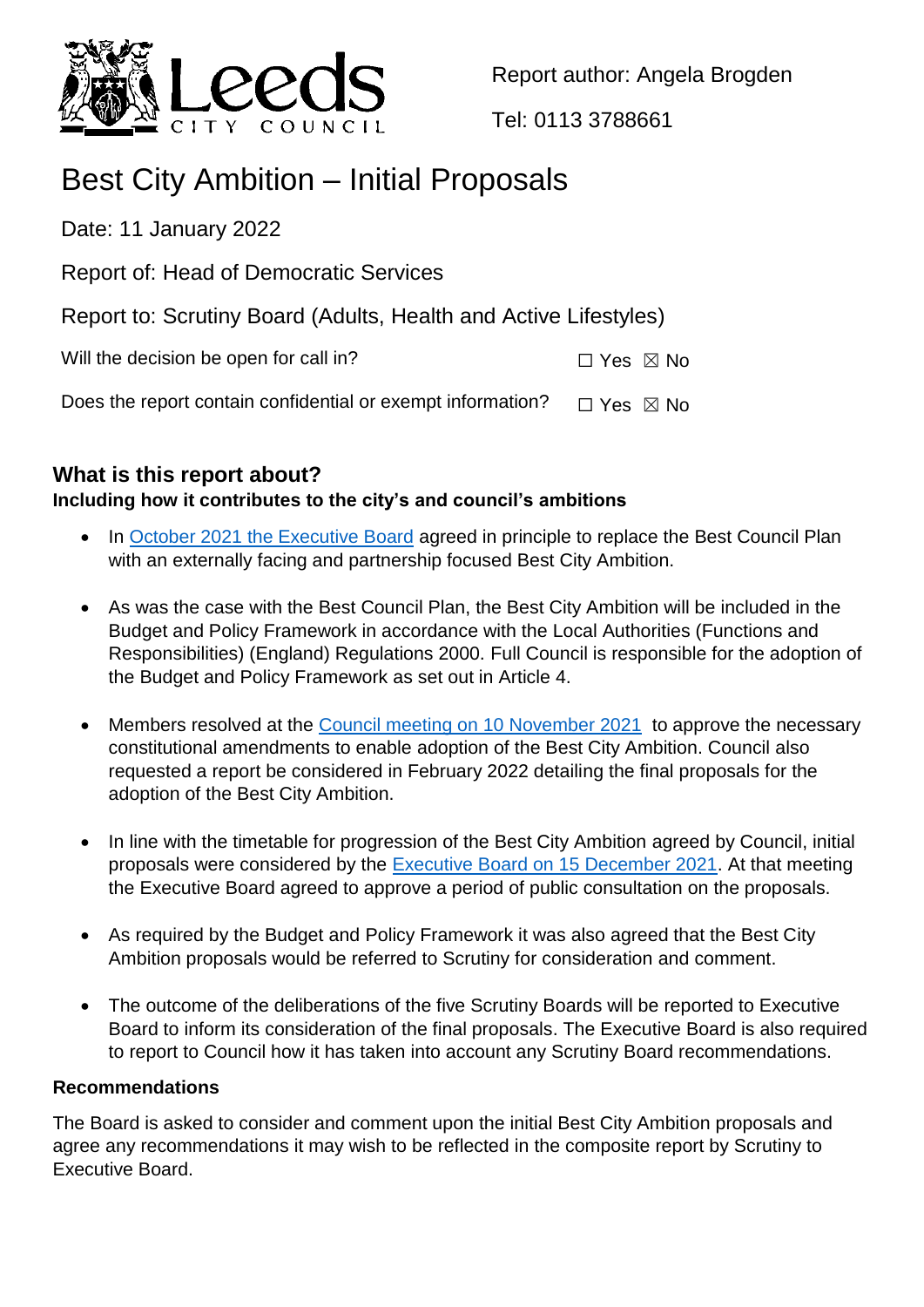Leeds City Council

Report author: Angela Brogden

Tel: 0113 3788661

# Best City Ambition – Initial Proposals

Date: 11 January 2022

Report of: Head of Democratic Services

Report to: Scrutiny Board (Adults, Health and Active Lifestyles)

Will the decision be open for call in? ☐ Yes ☒ No

Does the report contain confidential or exempt information? ☐ Yes ☒ No

## What is this report about?

**Including how it contributes to the city's and council's ambitions**

- In October 2021 the Executive Board agreed in principle to replace the Best Council Plan with an externally facing and partnership focused Best City Ambition.

- As was the case with the Best Council Plan, the Best City Ambition will be included in the Budget and Policy Framework in accordance with the Local Authorities (Functions and Responsibilities) (England) Regulations 2000. Full Council is responsible for the adoption of the Budget and Policy Framework as set out in Article 4.

- Members resolved at the Council meeting on 10 November 2021 to approve the necessary constitutional amendments to enable adoption of the Best City Ambition. Council also requested a report be considered in February 2022 detailing the final proposals for the adoption of the Best City Ambition.

- In line with the timetable for progression of the Best City Ambition agreed by Council, initial proposals were considered by the Executive Board on 15 December 2021. At that meeting the Executive Board agreed to approve a period of public consultation on the proposals.

- As required by the Budget and Policy Framework it was also agreed that the Best City Ambition proposals would be referred to Scrutiny for consideration and comment.

- The outcome of the deliberations of the five Scrutiny Boards will be reported to Executive Board to inform its consideration of the final proposals. The Executive Board is also required to report to Council how it has taken into account any Scrutiny Board recommendations.

**Recommendations**

The Board is asked to consider and comment upon the initial Best City Ambition proposals and agree any recommendations it may wish to be reflected in the composite report by Scrutiny to Executive Board.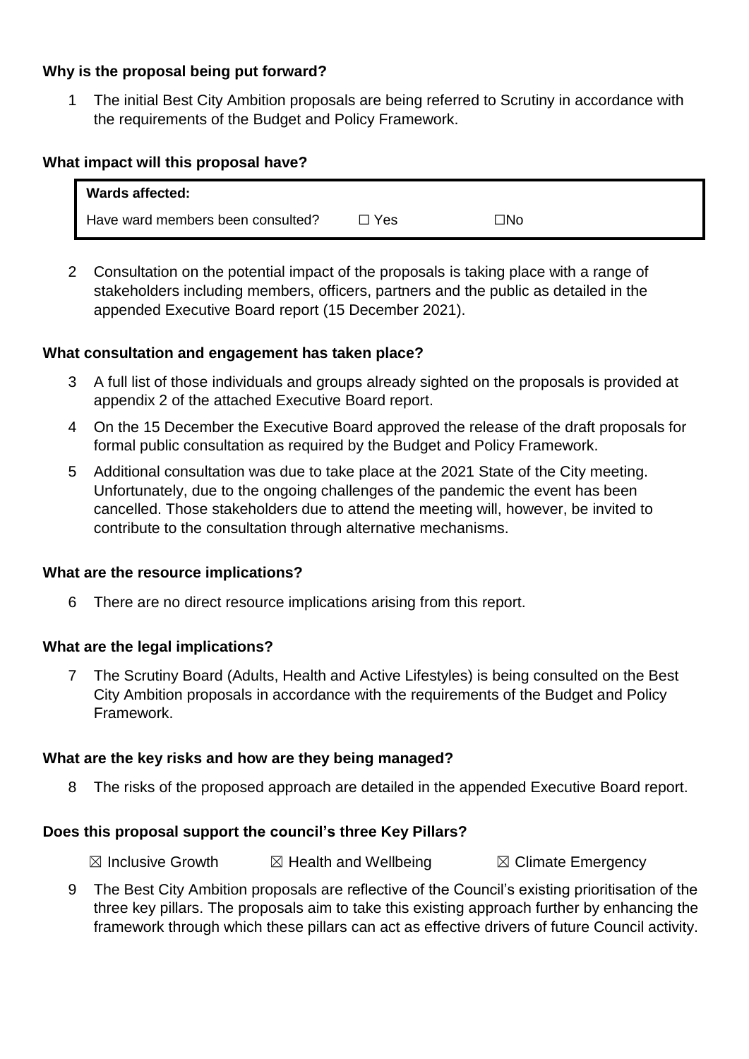**Why is the proposal being put forward?**

1 The initial Best City Ambition proposals are being referred to Scrutiny in accordance with the requirements of the Budget and Policy Framework.

**What impact will this proposal have?**

| **Wards affected:** | | |
|---|---|---|
| Have ward members been consulted? | ☐ Yes | ☐No |

2 Consultation on the potential impact of the proposals is taking place with a range of stakeholders including members, officers, partners and the public as detailed in the appended Executive Board report (15 December 2021).

**What consultation and engagement has taken place?**

3 A full list of those individuals and groups already sighted on the proposals is provided at appendix 2 of the attached Executive Board report.

4 On the 15 December the Executive Board approved the release of the draft proposals for formal public consultation as required by the Budget and Policy Framework.

5 Additional consultation was due to take place at the 2021 State of the City meeting. Unfortunately, due to the ongoing challenges of the pandemic the event has been cancelled. Those stakeholders due to attend the meeting will, however, be invited to contribute to the consultation through alternative mechanisms.

**What are the resource implications?**

6 There are no direct resource implications arising from this report.

**What are the legal implications?**

7 The Scrutiny Board (Adults, Health and Active Lifestyles) is being consulted on the Best City Ambition proposals in accordance with the requirements of the Budget and Policy Framework.

**What are the key risks and how are they being managed?**

8 The risks of the proposed approach are detailed in the appended Executive Board report.

**Does this proposal support the council's three Key Pillars?**

☒ Inclusive Growth ☒ Health and Wellbeing ☒ Climate Emergency

9 The Best City Ambition proposals are reflective of the Council's existing prioritisation of the three key pillars. The proposals aim to take this existing approach further by enhancing the framework through which these pillars can act as effective drivers of future Council activity.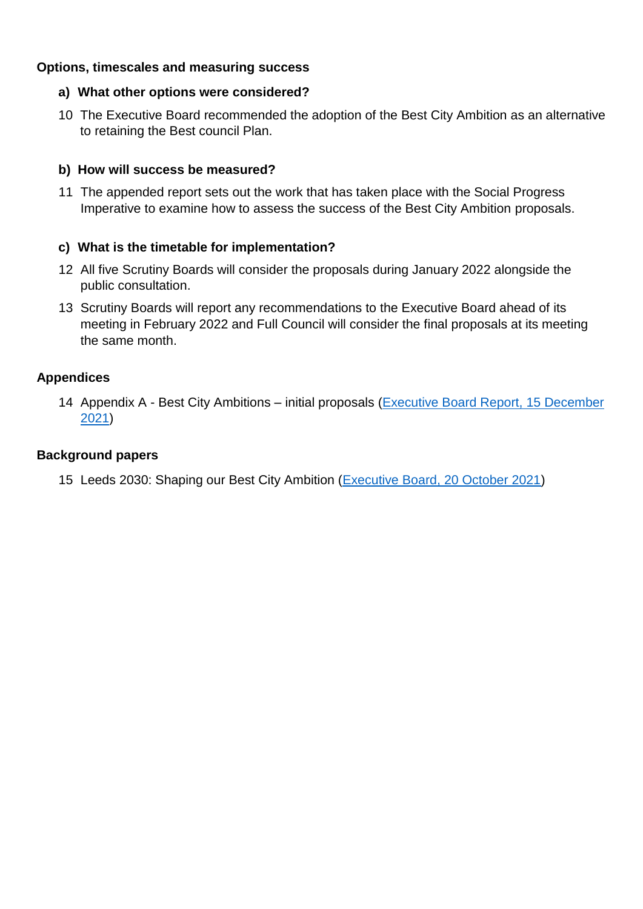**Options, timescales and measuring success**

**a) What other options were considered?**

10 The Executive Board recommended the adoption of the Best City Ambition as an alternative to retaining the Best council Plan.

**b) How will success be measured?**

11 The appended report sets out the work that has taken place with the Social Progress Imperative to examine how to assess the success of the Best City Ambition proposals.

**c) What is the timetable for implementation?**

12 All five Scrutiny Boards will consider the proposals during January 2022 alongside the public consultation.

13 Scrutiny Boards will report any recommendations to the Executive Board ahead of its meeting in February 2022 and Full Council will consider the final proposals at its meeting the same month.

**Appendices**

14 Appendix A - Best City Ambitions – initial proposals (Executive Board Report, 15 December 2021)

**Background papers**

15 Leeds 2030: Shaping our Best City Ambition (Executive Board, 20 October 2021)